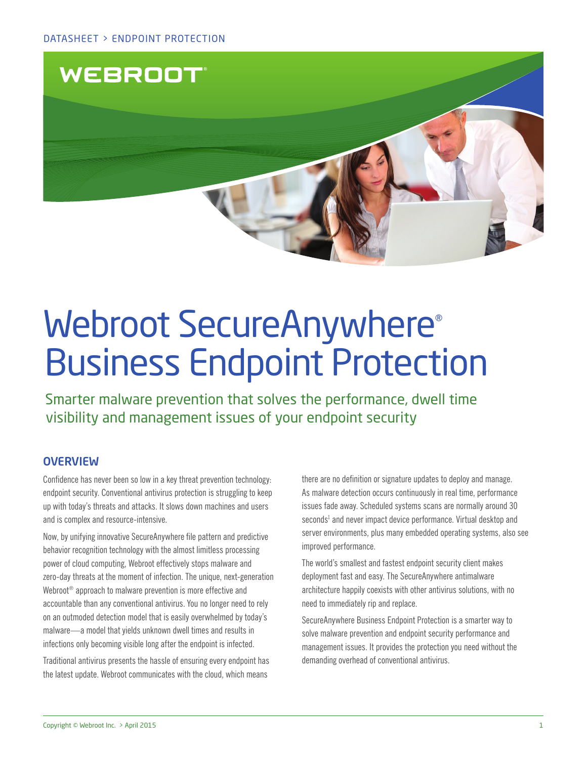DATASHEET > ENDPOINT PROTECTION

WEBROOT

# Webroot SecureAnywhere® Business Endpoint Protection

Smarter malware prevention that solves the performance, dwell time visibility and management issues of your endpoint security

## OVERVIEW

Confidence has never been so low in a key threat prevention technology: endpoint security. Conventional antivirus protection is struggling to keep up with today's threats and attacks. It slows down machines and users and is complex and resource-intensive.

Now, by unifying innovative SecureAnywhere file pattern and predictive behavior recognition technology with the almost limitless processing power of cloud computing, Webroot effectively stops malware and zero-day threats at the moment of infection. The unique, next-generation Webroot® approach to malware prevention is more effective and accountable than any conventional antivirus. You no longer need to rely on an outmoded detection model that is easily overwhelmed by today's malware—a model that yields unknown dwell times and results in infections only becoming visible long after the endpoint is infected.

Traditional antivirus presents the hassle of ensuring every endpoint has the latest update. Webroot communicates with the cloud, which means there are no definition or signature updates to deploy and manage. As malware detection occurs continuously in real time, performance issues fade away. Scheduled systems scans are normally around 30 seconds[1] and never impact device performance. Virtual desktop and server environments, plus many embedded operating systems, also see improved performance.

The world's smallest and fastest endpoint security client makes deployment fast and easy. The SecureAnywhere antimalware architecture happily coexists with other antivirus solutions, with no need to immediately rip and replace.

SecureAnywhere Business Endpoint Protection is a smarter way to solve malware prevention and endpoint security performance and management issues. It provides the protection you need without the demanding overhead of conventional antivirus.

Copyright © Webroot Inc. > April 2015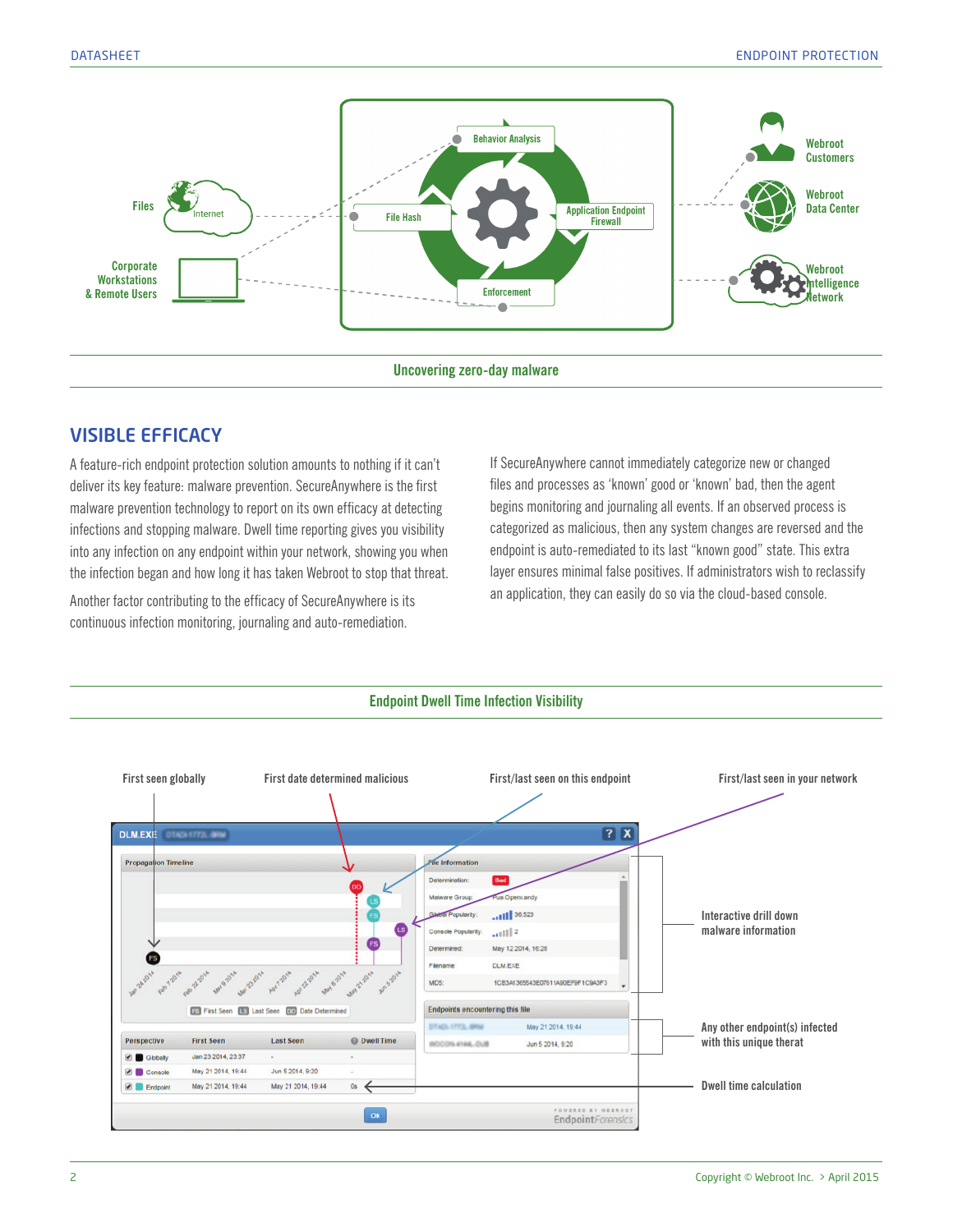Uncovering zero-day malware

## VISIBLE EFFICACY

A feature-rich endpoint protection solution amounts to nothing if it can't deliver its key feature: malware prevention. SecureAnywhere is the first malware prevention technology to report on its own efficacy at detecting infections and stopping malware. Dwell time reporting gives you visibility into any infection on any endpoint within your network, showing you when the infection began and how long it has taken Webroot to stop that threat.

Another factor contributing to the efficacy of SecureAnywhere is its continuous infection monitoring, journaling and auto-remediation.

If SecureAnywhere cannot immediately categorize new or changed files and processes as 'known' good or 'known' bad, then the agent begins monitoring and journaling all events. If an observed process is categorized as malicious, then any system changes are reversed and the endpoint is auto-remediated to its last "known good" state. This extra layer ensures minimal false positives. If administrators wish to reclassify an application, they can easily do so via the cloud-based console.

Endpoint Dwell Time Infection Visibility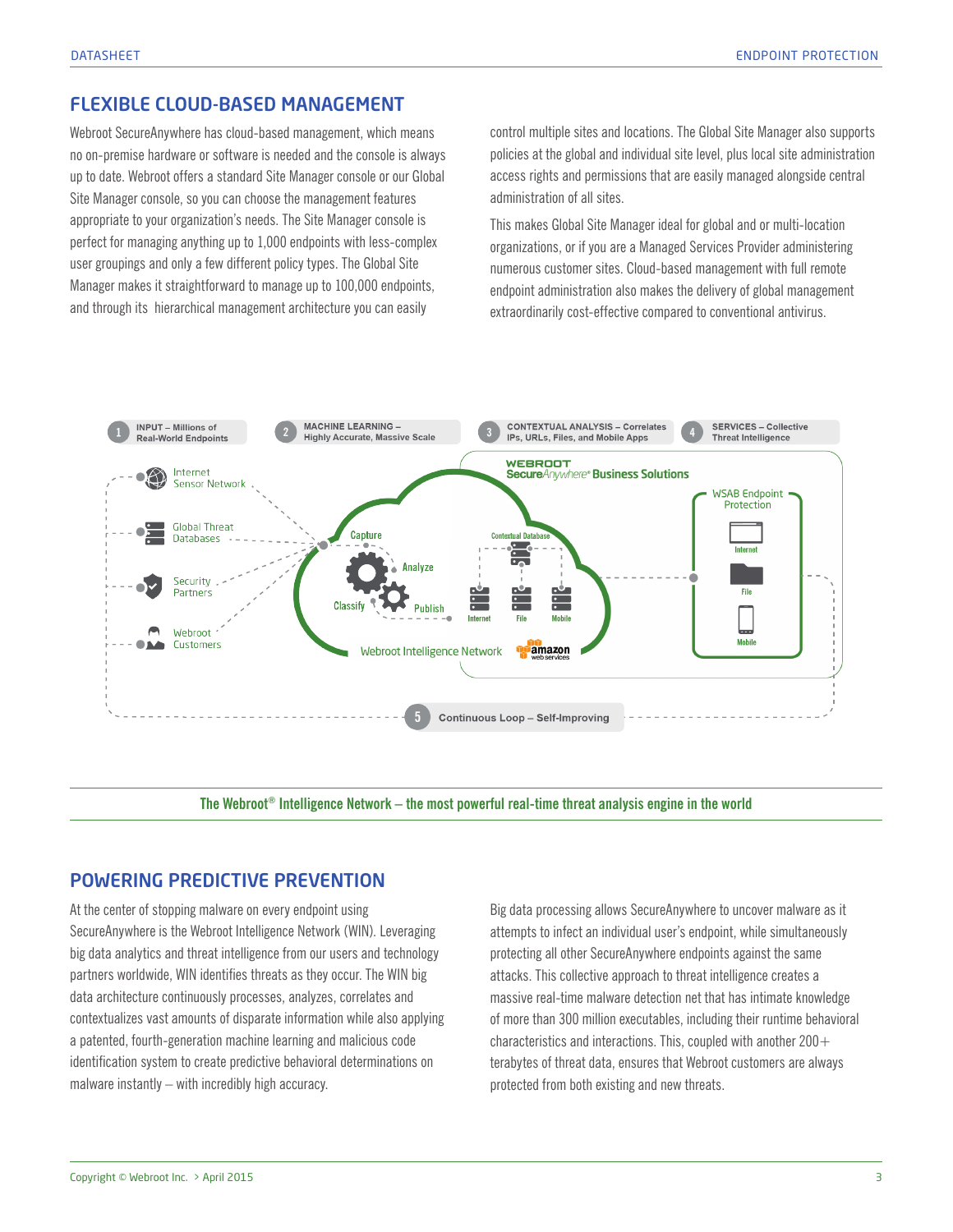## FLEXIBLE CLOUD-BASED MANAGEMENT

Webroot SecureAnywhere has cloud-based management, which means no on-premise hardware or software is needed and the console is always up to date. Webroot offers a standard Site Manager console or our Global Site Manager console, so you can choose the management features appropriate to your organization's needs. The Site Manager console is perfect for managing anything up to 1,000 endpoints with less-complex user groupings and only a few different policy types. The Global Site Manager makes it straightforward to manage up to 100,000 endpoints, and through its hierarchical management architecture you can easily control multiple sites and locations. The Global Site Manager also supports policies at the global and individual site level, plus local site administration access rights and permissions that are easily managed alongside central administration of all sites.

This makes Global Site Manager ideal for global and or multi-location organizations, or if you are a Managed Services Provider administering numerous customer sites. Cloud-based management with full remote endpoint administration also makes the delivery of global management extraordinarily cost-effective compared to conventional antivirus.

1 INPUT – Millions of Real-World Endpoints

2 MACHINE LEARNING – Highly Accurate, Massive Scale

3 CONTEXTUAL ANALYSIS – Correlates IPs, URLs, Files, and Mobile Apps

4 SERVICES – Collective Threat Intelligence

Internet Sensor Network

Global Threat Databases

Security Partners

Webroot Customers

Capture, Analyze, Classify, Publish

Contextual Database: Internet, File, Mobile

Webroot Intelligence Network

WEBROOT SecureAnywhere® Business Solutions

WSAB Endpoint Protection: Internet, File, Mobile

5 Continuous Loop – Self-Improving

**The Webroot® Intelligence Network – the most powerful real-time threat analysis engine in the world**

## POWERING PREDICTIVE PREVENTION

At the center of stopping malware on every endpoint using SecureAnywhere is the Webroot Intelligence Network (WIN). Leveraging big data analytics and threat intelligence from our users and technology partners worldwide, WIN identifies threats as they occur. The WIN big data architecture continuously processes, analyzes, correlates and contextualizes vast amounts of disparate information while also applying a patented, fourth-generation machine learning and malicious code identification system to create predictive behavioral determinations on malware instantly – with incredibly high accuracy.

Big data processing allows SecureAnywhere to uncover malware as it attempts to infect an individual user's endpoint, while simultaneously protecting all other SecureAnywhere endpoints against the same attacks. This collective approach to threat intelligence creates a massive real-time malware detection net that has intimate knowledge of more than 300 million executables, including their runtime behavioral characteristics and interactions. This, coupled with another 200+ terabytes of threat data, ensures that Webroot customers are always protected from both existing and new threats.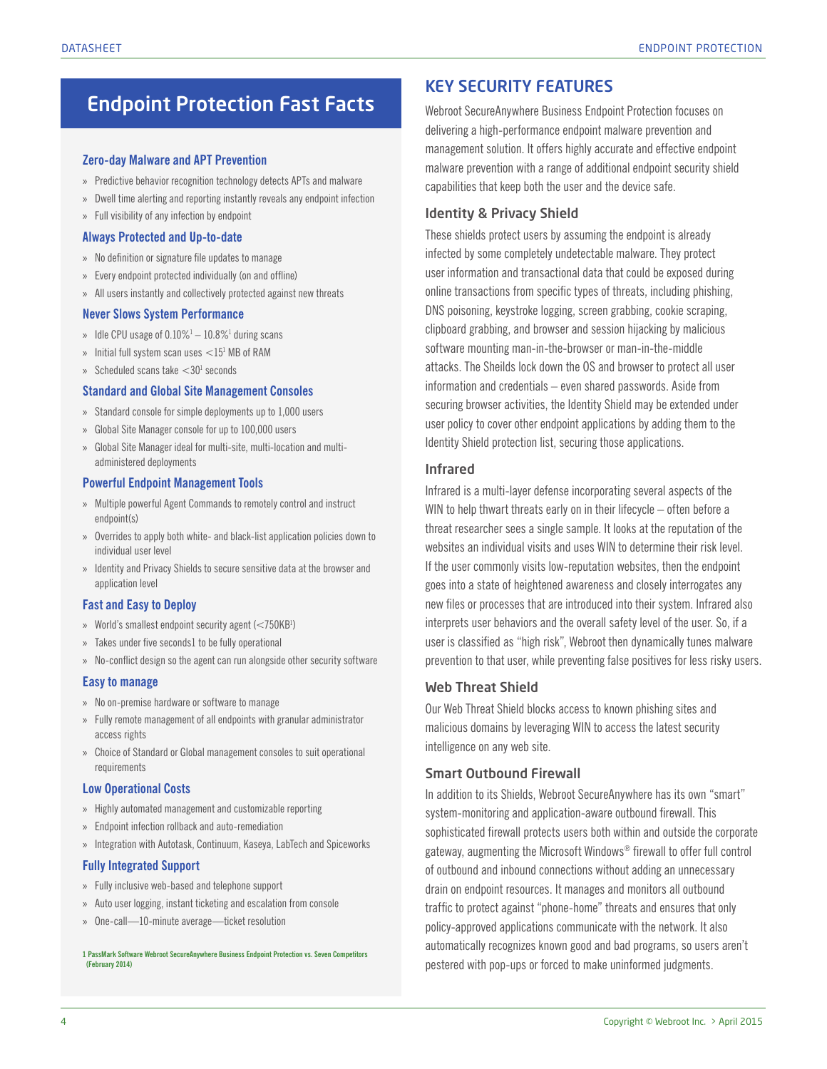## Endpoint Protection Fast Facts

### Zero-day Malware and APT Prevention

- Predictive behavior recognition technology detects APTs and malware
- Dwell time alerting and reporting instantly reveals any endpoint infection
- Full visibility of any infection by endpoint

### Always Protected and Up-to-date

- No definition or signature file updates to manage
- Every endpoint protected individually (on and offline)
- All users instantly and collectively protected against new threats

### Never Slows System Performance

- Idle CPU usage of 0.10%[1] – 10.8%[1] during scans
- Initial full system scan uses <15[1] MB of RAM
- Scheduled scans take <30[1] seconds

### Standard and Global Site Management Consoles

- Standard console for simple deployments up to 1,000 users
- Global Site Manager console for up to 100,000 users
- Global Site Manager ideal for multi-site, multi-location and multi-administered deployments

### Powerful Endpoint Management Tools

- Multiple powerful Agent Commands to remotely control and instruct endpoint(s)
- Overrides to apply both white- and black-list application policies down to individual user level
- Identity and Privacy Shields to secure sensitive data at the browser and application level

### Fast and Easy to Deploy

- World's smallest endpoint security agent (<750KB[1])
- Takes under five seconds1 to be fully operational
- No-conflict design so the agent can run alongside other security software

### Easy to manage

- No on-premise hardware or software to manage
- Fully remote management of all endpoints with granular administrator access rights
- Choice of Standard or Global management consoles to suit operational requirements

### Low Operational Costs

- Highly automated management and customizable reporting
- Endpoint infection rollback and auto-remediation
- Integration with Autotask, Continuum, Kaseya, LabTech and Spiceworks

### Fully Integrated Support

- Fully inclusive web-based and telephone support
- Auto user logging, instant ticketing and escalation from console
- One-call—10-minute average—ticket resolution

1 PassMark Software Webroot SecureAnywhere Business Endpoint Protection vs. Seven Competitors (February 2014)

## KEY SECURITY FEATURES

Webroot SecureAnywhere Business Endpoint Protection focuses on delivering a high-performance endpoint malware prevention and management solution. It offers highly accurate and effective endpoint malware prevention with a range of additional endpoint security shield capabilities that keep both the user and the device safe.

### Identity & Privacy Shield

These shields protect users by assuming the endpoint is already infected by some completely undetectable malware. They protect user information and transactional data that could be exposed during online transactions from specific types of threats, including phishing, DNS poisoning, keystroke logging, screen grabbing, cookie scraping, clipboard grabbing, and browser and session hijacking by malicious software mounting man-in-the-browser or man-in-the-middle attacks. The Sheilds lock down the OS and browser to protect all user information and credentials – even shared passwords. Aside from securing browser activities, the Identity Shield may be extended under user policy to cover other endpoint applications by adding them to the Identity Shield protection list, securing those applications.

### Infrared

Infrared is a multi-layer defense incorporating several aspects of the WIN to help thwart threats early on in their lifecycle – often before a threat researcher sees a single sample. It looks at the reputation of the websites an individual visits and uses WIN to determine their risk level. If the user commonly visits low-reputation websites, then the endpoint goes into a state of heightened awareness and closely interrogates any new files or processes that are introduced into their system. Infrared also interprets user behaviors and the overall safety level of the user. So, if a user is classified as "high risk", Webroot then dynamically tunes malware prevention to that user, while preventing false positives for less risky users.

### Web Threat Shield

Our Web Threat Shield blocks access to known phishing sites and malicious domains by leveraging WIN to access the latest security intelligence on any web site.

### Smart Outbound Firewall

In addition to its Shields, Webroot SecureAnywhere has its own "smart" system-monitoring and application-aware outbound firewall. This sophisticated firewall protects users both within and outside the corporate gateway, augmenting the Microsoft Windows® firewall to offer full control of outbound and inbound connections without adding an unnecessary drain on endpoint resources. It manages and monitors all outbound traffic to protect against "phone-home" threats and ensures that only policy-approved applications communicate with the network. It also automatically recognizes known good and bad programs, so users aren't pestered with pop-ups or forced to make uninformed judgments.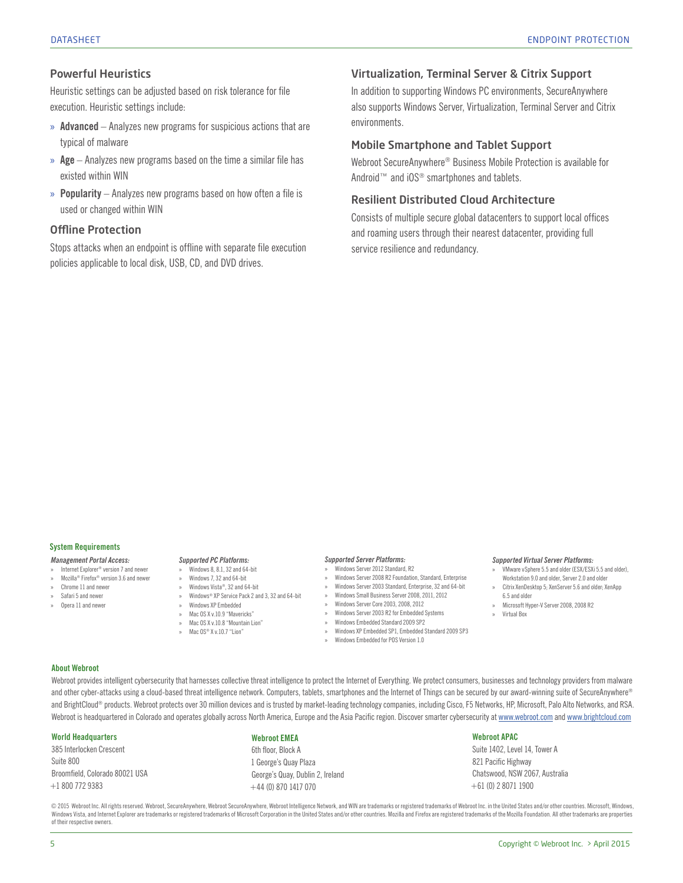## Powerful Heuristics

Heuristic settings can be adjusted based on risk tolerance for file execution. Heuristic settings include:

- **Advanced** – Analyzes new programs for suspicious actions that are typical of malware
- **Age** – Analyzes new programs based on the time a similar file has existed within WIN
- **Popularity** – Analyzes new programs based on how often a file is used or changed within WIN

## Offline Protection

Stops attacks when an endpoint is offline with separate file execution policies applicable to local disk, USB, CD, and DVD drives.

## Virtualization, Terminal Server & Citrix Support

In addition to supporting Windows PC environments, SecureAnywhere also supports Windows Server, Virtualization, Terminal Server and Citrix environments.

## Mobile Smartphone and Tablet Support

Webroot SecureAnywhere® Business Mobile Protection is available for Android™ and iOS® smartphones and tablets.

## Resilient Distributed Cloud Architecture

Consists of multiple secure global datacenters to support local offices and roaming users through their nearest datacenter, providing full service resilience and redundancy.

### System Requirements

*Management Portal Access:*

- Internet Explorer® version 7 and newer
- Mozilla® Firefox® version 3.6 and newer
- Chrome 11 and newer
- Safari 5 and newer
- Opera 11 and newer

*Supported PC Platforms:*

- Windows 8, 8.1, 32 and 64-bit
- Windows 7, 32 and 64-bit
- Windows Vista®, 32 and 64-bit
- Windows® XP Service Pack 2 and 3, 32 and 64-bit
- Windows XP Embedded
- Mac OS X v.10.9 "Mavericks"
- Mac OS X v.10.8 "Mountain Lion"
- Mac OS® X v.10.7 "Lion"

*Supported Server Platforms:*

- Windows Server 2012 Standard, R2
- Windows Server 2008 R2 Foundation, Standard, Enterprise
- Windows Server 2003 Standard, Enterprise, 32 and 64-bit
- Windows Small Business Server 2008, 2011, 2012
- Windows Server Core 2003, 2008, 2012
- Windows Server 2003 R2 for Embedded Systems
- Windows Embedded Standard 2009 SP2
- Windows XP Embedded SP1, Embedded Standard 2009 SP3
- Windows Embedded for POS Version 1.0

*Supported Virtual Server Platforms:*

- VMware vSphere 5.5 and older (ESX/ESXi 5.5 and older), Workstation 9.0 and older, Server 2.0 and older
- Citrix XenDesktop 5; XenServer 5.6 and older; XenApp 6.5 and older
- Microsoft Hyper-V Server 2008, 2008 R2
- Virtual Box

### About Webroot

Webroot provides intelligent cybersecurity that harnesses collective threat intelligence to protect the Internet of Everything. We protect consumers, businesses and technology providers from malware and other cyber-attacks using a cloud-based threat intelligence network. Computers, tablets, smartphones and the Internet of Things can be secured by our award-winning suite of SecureAnywhere® and BrightCloud® products. Webroot protects over 30 million devices and is trusted by market-leading technology companies, including Cisco, F5 Networks, HP, Microsoft, Palo Alto Networks, and RSA. Webroot is headquartered in Colorado and operates globally across North America, Europe and the Asia Pacific region. Discover smarter cybersecurity at www.webroot.com and www.brightcloud.com

**World Headquarters**
385 Interlocken Crescent
Suite 800
Broomfield, Colorado 80021 USA
+1 800 772 9383

**Webroot EMEA**
6th floor, Block A
1 George's Quay Plaza
George's Quay, Dublin 2, Ireland
+44 (0) 870 1417 070

**Webroot APAC**
Suite 1402, Level 14, Tower A
821 Pacific Highway
Chatswood, NSW 2067, Australia
+61 (0) 2 8071 1900

© 2015 Webroot Inc. All rights reserved. Webroot, SecureAnywhere, Webroot SecureAnywhere, Webroot Intelligence Network, and WIN are trademarks or registered trademarks of Webroot Inc. in the United States and/or other countries. Microsoft, Windows, Windows Vista, and Internet Explorer are trademarks or registered trademarks of Microsoft Corporation in the United States and/or other countries. Mozilla and Firefox are registered trademarks of the Mozilla Foundation. All other trademarks are properties of their respective owners.